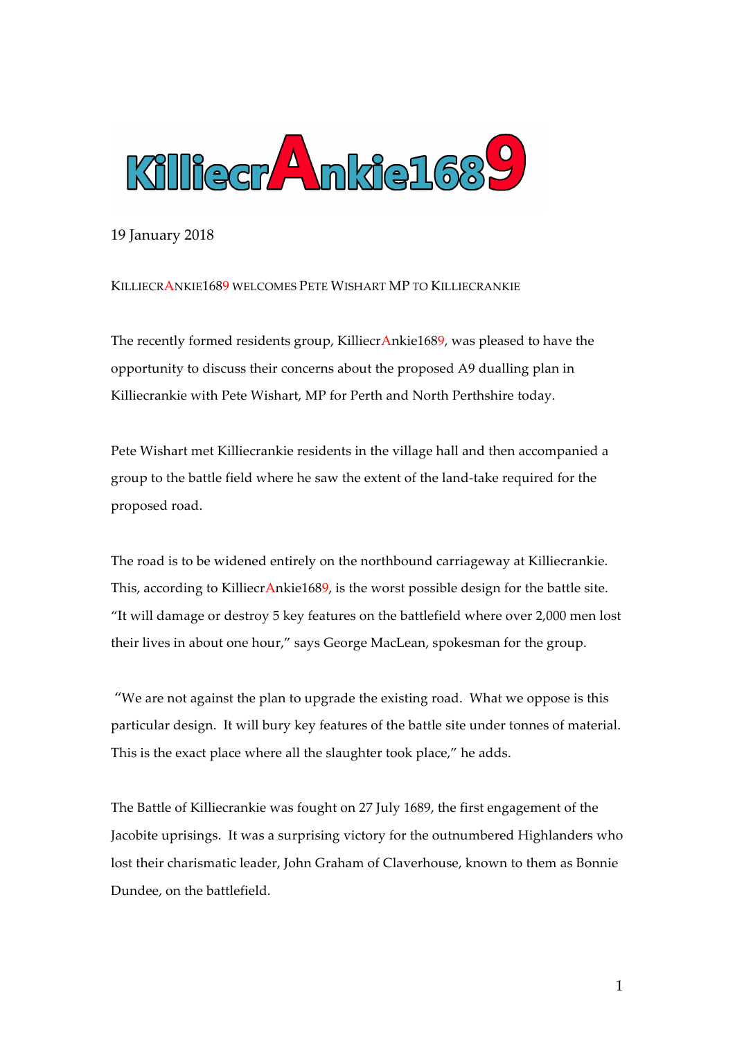# KilliecrAnkie1689

19 January 2018

KILLIECRANKIE1689 WELCOMES PETE WISHART MP TO KILLIECRANKIE

The recently formed residents group, KilliecrAnkie1689, was pleased to have the opportunity to discuss their concerns about the proposed A9 dualling plan in Killiecrankie with Pete Wishart, MP for Perth and North Perthshire today.

Pete Wishart met Killiecrankie residents in the village hall and then accompanied a group to the battle field where he saw the extent of the land-take required for the proposed road.

The road is to be widened entirely on the northbound carriageway at Killiecrankie. This, according to KilliecrAnkie1689, is the worst possible design for the battle site. "It will damage or destroy 5 key features on the battlefield where over 2,000 men lost their lives in about one hour," says George MacLean, spokesman for the group.

"We are not against the plan to upgrade the existing road. What we oppose is this particular design. It will bury key features of the battle site under tonnes of material. This is the exact place where all the slaughter took place," he adds.

The Battle of Killiecrankie was fought on 27 July 1689, the first engagement of the Jacobite uprisings. It was a surprising victory for the outnumbered Highlanders who lost their charismatic leader, John Graham of Claverhouse, known to them as Bonnie Dundee, on the battlefield.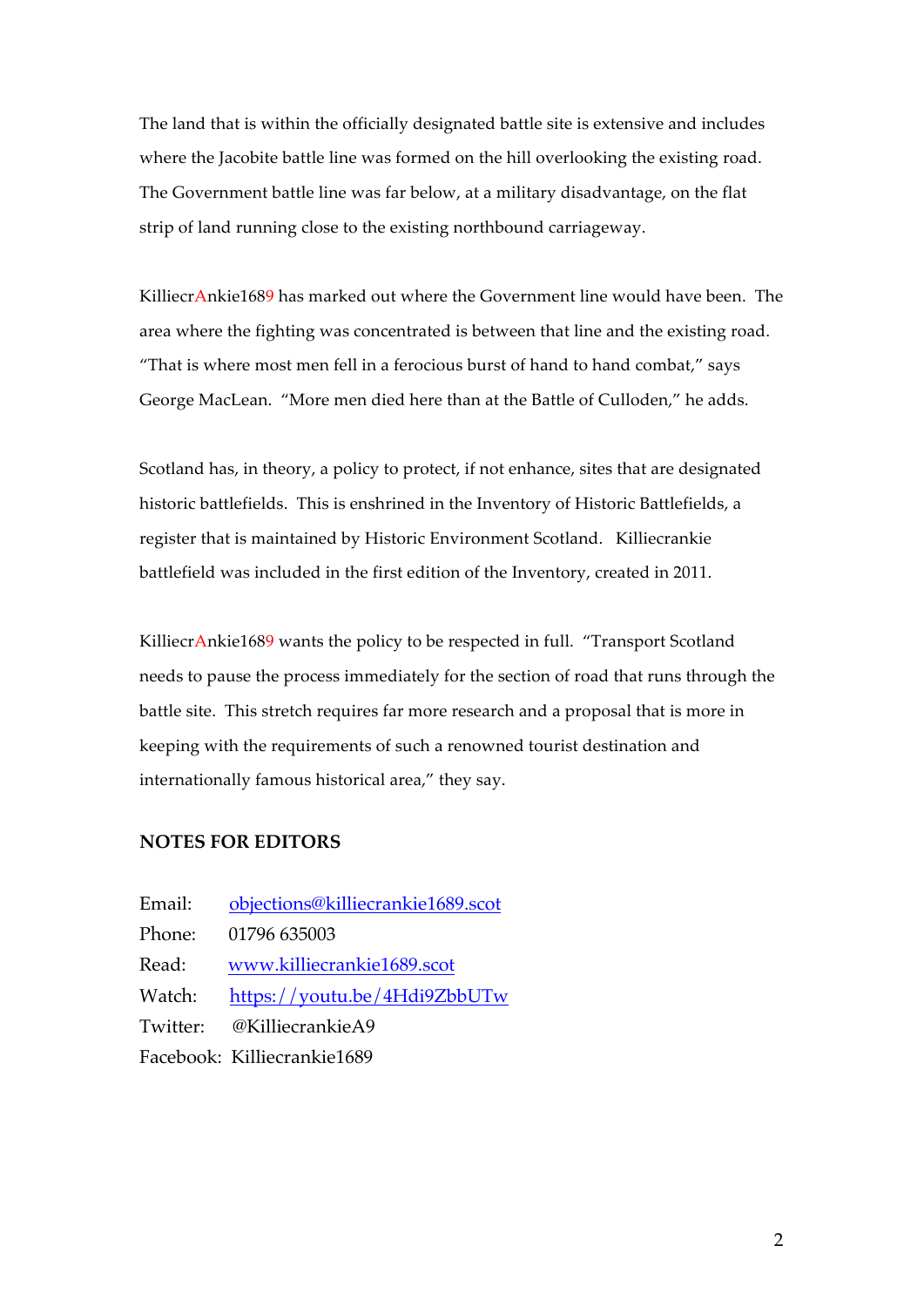The land that is within the officially designated battle site is extensive and includes where the Jacobite battle line was formed on the hill overlooking the existing road. The Government battle line was far below, at a military disadvantage, on the flat strip of land running close to the existing northbound carriageway.

KilliecrAnkie1689 has marked out where the Government line would have been. The area where the fighting was concentrated is between that line and the existing road. "That is where most men fell in a ferocious burst of hand to hand combat," says George MacLean. "More men died here than at the Battle of Culloden," he adds.

Scotland has, in theory, a policy to protect, if not enhance, sites that are designated historic battlefields. This is enshrined in the Inventory of Historic Battlefields, a register that is maintained by Historic Environment Scotland. Killiecrankie battlefield was included in the first edition of the Inventory, created in 2011.

KilliecrAnkie1689 wants the policy to be respected in full. "Transport Scotland needs to pause the process immediately for the section of road that runs through the battle site. This stretch requires far more research and a proposal that is more in keeping with the requirements of such a renowned tourist destination and internationally famous historical area," they say.

**NOTES FOR EDITORS**

Email: objections@killiecrankie1689.scot
Phone: 01796 635003
Read: www.killiecrankie1689.scot
Watch: https://youtu.be/4Hdi9ZbbUTw
Twitter: @KilliecrankieA9
Facebook: Killiecrankie1689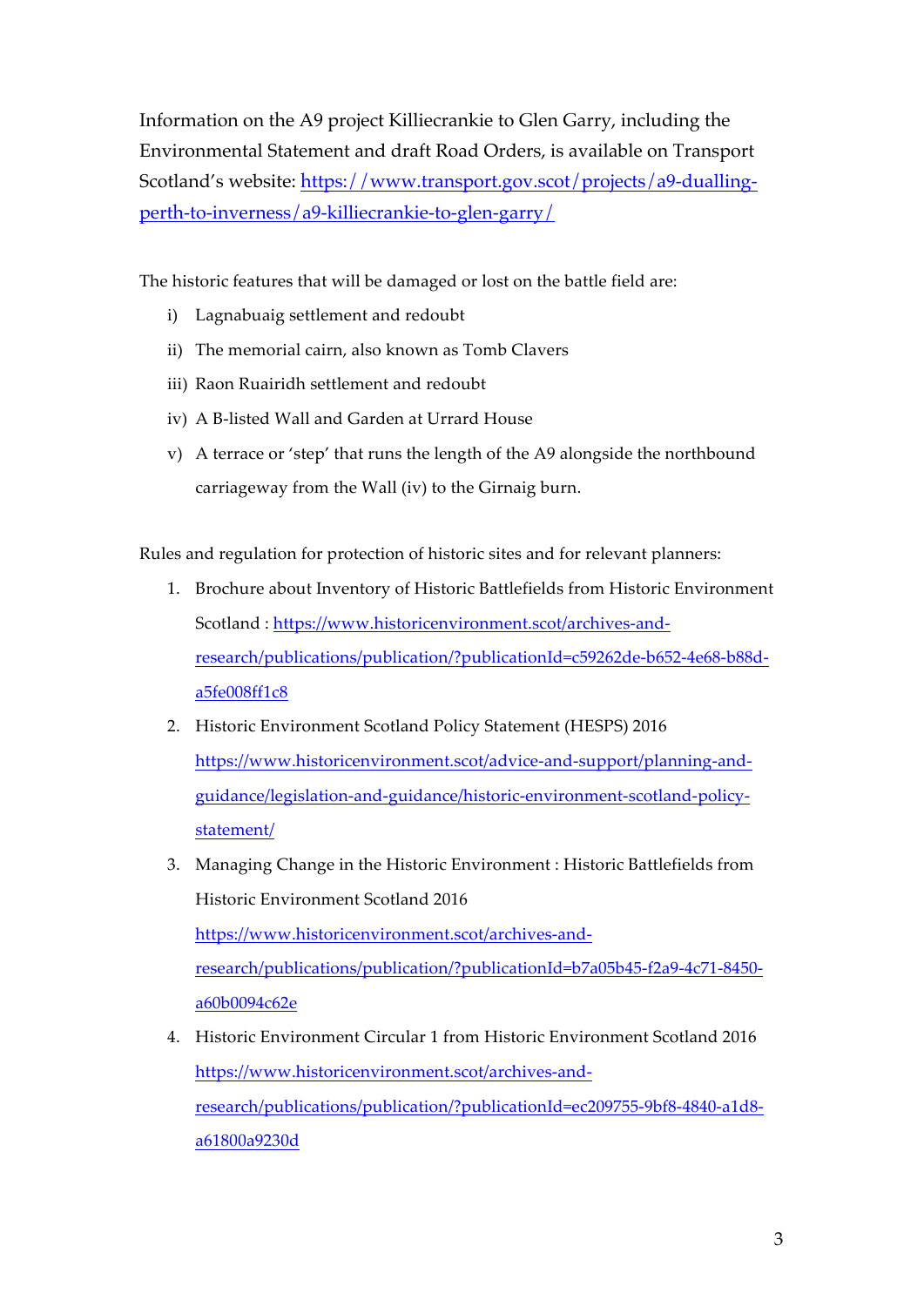Information on the A9 project Killiecrankie to Glen Garry, including the Environmental Statement and draft Road Orders, is available on Transport Scotland's website: [https://www.transport.gov.scot/projects/a9-dualling-perth-to-inverness/a9-killiecrankie-to-glen-garry/](https://www.transport.gov.scot/projects/a9-dualling-perth-to-inverness/a9-killiecrankie-to-glen-garry/)

The historic features that will be damaged or lost on the battle field are:

i) Lagnabuaig settlement and redoubt
ii) The memorial cairn, also known as Tomb Clavers
iii) Raon Ruairidh settlement and redoubt
iv) A B-listed Wall and Garden at Urrard House
v) A terrace or 'step' that runs the length of the A9 alongside the northbound carriageway from the Wall (iv) to the Girnaig burn.

Rules and regulation for protection of historic sites and for relevant planners:

1. Brochure about Inventory of Historic Battlefields from Historic Environment Scotland : [https://www.historicenvironment.scot/archives-and-research/publications/publication/?publicationId=c59262de-b652-4e68-b88d-a5fe008ff1c8](https://www.historicenvironment.scot/archives-and-research/publications/publication/?publicationId=c59262de-b652-4e68-b88d-a5fe008ff1c8)
2. Historic Environment Scotland Policy Statement (HESPS) 2016 [https://www.historicenvironment.scot/advice-and-support/planning-and-guidance/legislation-and-guidance/historic-environment-scotland-policy-statement/](https://www.historicenvironment.scot/advice-and-support/planning-and-guidance/legislation-and-guidance/historic-environment-scotland-policy-statement/)
3. Managing Change in the Historic Environment : Historic Battlefields from Historic Environment Scotland 2016 [https://www.historicenvironment.scot/archives-and-research/publications/publication/?publicationId=b7a05b45-f2a9-4c71-8450-a60b0094c62e](https://www.historicenvironment.scot/archives-and-research/publications/publication/?publicationId=b7a05b45-f2a9-4c71-8450-a60b0094c62e)
4. Historic Environment Circular 1 from Historic Environment Scotland 2016 [https://www.historicenvironment.scot/archives-and-research/publications/publication/?publicationId=ec209755-9bf8-4840-a1d8-a61800a9230d](https://www.historicenvironment.scot/archives-and-research/publications/publication/?publicationId=ec209755-9bf8-4840-a1d8-a61800a9230d)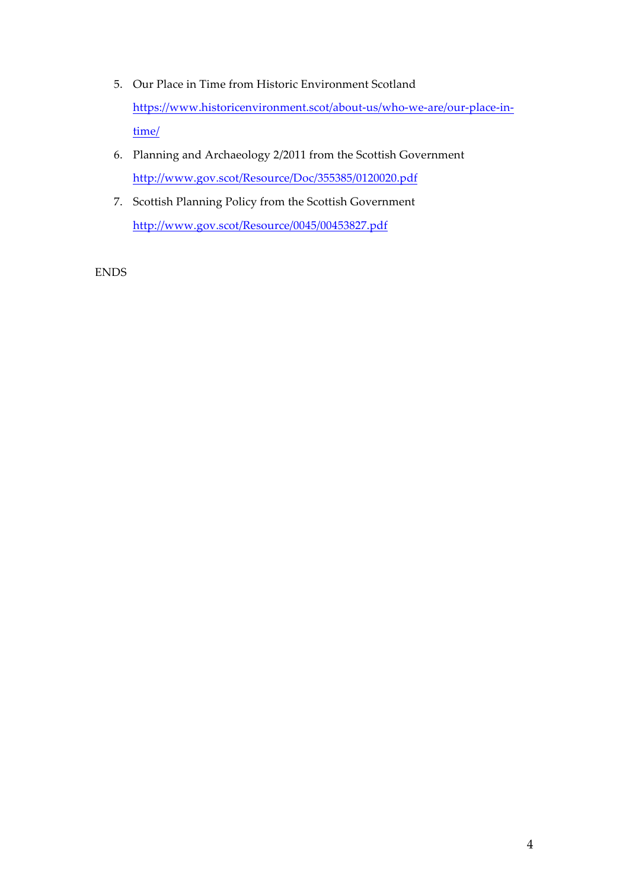5. Our Place in Time from Historic Environment Scotland
   https://www.historicenvironment.scot/about-us/who-we-are/our-place-in-time/
6. Planning and Archaeology 2/2011 from the Scottish Government
   http://www.gov.scot/Resource/Doc/355385/0120020.pdf
7. Scottish Planning Policy from the Scottish Government
   http://www.gov.scot/Resource/0045/00453827.pdf

ENDS